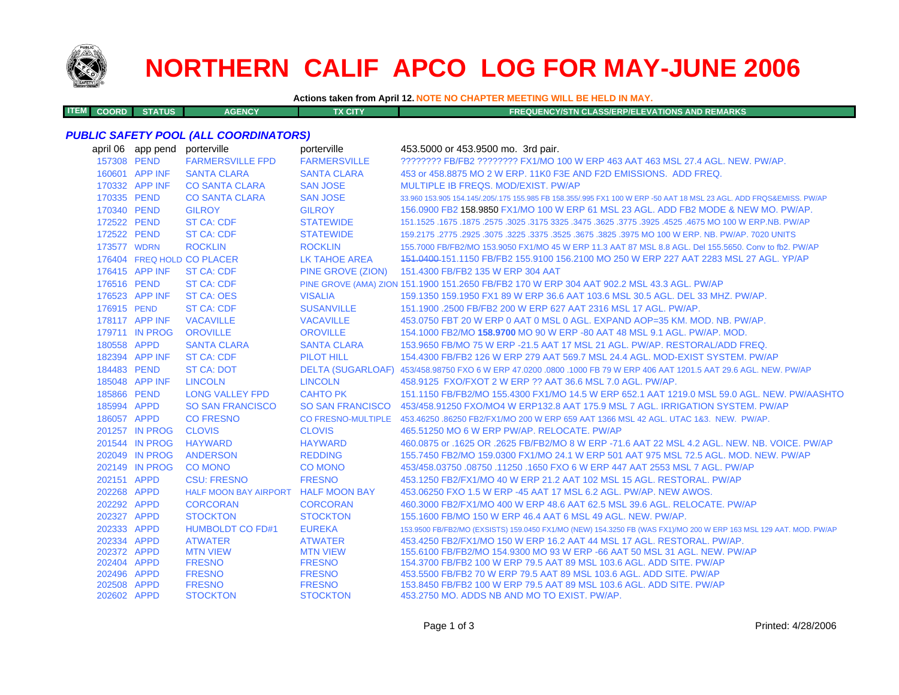# NORTHERN CALIF APCO LOG FOR MAY-JUNE 2006

**Actions taken from April 12.** NOTE NO CHAPTER MEETING WILL BE HELD IN MAY.

| ITEM | COORD | STATUS | AGENCY | TX CITY | FREQUENCY/STN CLASS/ERP/ELEVATIONS AND REMARKS |
|---|---|---|---|---|---|

***PUBLIC SAFETY POOL (ALL COORDINATORS)***

| ITEM | COORD | STATUS | AGENCY | TX CITY | FREQUENCY/STN CLASS/ERP/ELEVATIONS AND REMARKS |
|---|---|---|---|---|---|
| | april 06 | app pend | porterville | porterville | 453.5000 or 453.9500 mo. 3rd pair. |
| | 157308 | PEND | FARMERSVILLE FPD | FARMERSVILLE | ???????? FB/FB2 ???????? FX1/MO 100 W ERP 463 AAT 463 MSL 27.4 AGL. NEW. PW/AP. |
| | 160601 | APP INF | SANTA CLARA | SANTA CLARA | 453 or 458.8875 MO 2 W ERP. 11K0 F3E AND F2D EMISSIONS. ADD FREQ. |
| | 170332 | APP INF | CO SANTA CLARA | SAN JOSE | MULTIPLE IB FREQS. MOD/EXIST. PW/AP |
| | 170335 | PEND | CO SANTA CLARA | SAN JOSE | 33.960 153.905 154.145/.205/.175 155.985 FB 158.355/.995 FX1 100 W ERP -50 AAT 18 MSL 23 AGL. ADD FRQS&EMISS. PW/AP |
| | 170340 | PEND | GILROY | GILROY | 156.0900 FB2 158.9850 FX1/MO 100 W ERP 61 MSL 23 AGL. ADD FB2 MODE & NEW MO. PW/AP. |
| | 172522 | PEND | ST CA: CDF | STATEWIDE | 151.1525 .1675 .1875 .2575 .3025 .3175 3325 .3475 .3625 .3775 .3925 .4525 .4675 MO 100 W ERP.NB. PW/AP |
| | 172522 | PEND | ST CA: CDF | STATEWIDE | 159.2175 .2775 .2925 .3075 .3225 .3375 .3525 .3675 .3825 .3975 MO 100 W ERP. NB. PW/AP. 7020 UNITS |
| | 173577 | WDRN | ROCKLIN | ROCKLIN | 155.7000 FB/FB2/MO 153.9050 FX1/MO 45 W ERP 11.3 AAT 87 MSL 8.8 AGL. Del 155.5650. Conv to fb2. PW/AP |
| | 176404 | FREQ HOLD | CO PLACER | LK TAHOE AREA | ~~151.0400~~ 151.1150 FB/FB2 155.9100 156.2100 MO 250 W ERP 227 AAT 2283 MSL 27 AGL. YP/AP |
| | 176415 | APP INF | ST CA: CDF | PINE GROVE (ZION) | 151.4300 FB/FB2 135 W ERP 304 AAT |
| | 176516 | PEND | ST CA: CDF | PINE GROVE (AMA) ZION | 151.1900 151.2650 FB/FB2 170 W ERP 304 AAT 902.2 MSL 43.3 AGL. PW/AP |
| | 176523 | APP INF | ST CA: OES | VISALIA | 159.1350 159.1950 FX1 89 W ERP 36.6 AAT 103.6 MSL 30.5 AGL. DEL 33 MHZ. PW/AP. |
| | 176915 | PEND | ST CA: CDF | SUSANVILLE | 151.1900 .2500 FB/FB2 200 W ERP 627 AAT 2316 MSL 17 AGL. PW/AP. |
| | 178117 | APP INF | VACAVILLE | VACAVILLE | 453.0750 FBT 20 W ERP 0 AAT 0 MSL 0 AGL. EXPAND AOP=35 KM. MOD. NB. PW/AP. |
| | 179711 | IN PROG | OROVILLE | OROVILLE | 154.1000 FB2/MO **158.9700** MO 90 W ERP -80 AAT 48 MSL 9.1 AGL. PW/AP. MOD. |
| | 180558 | APPD | SANTA CLARA | SANTA CLARA | 153.9650 FB/MO 75 W ERP -21.5 AAT 17 MSL 21 AGL. PW/AP. RESTORAL/ADD FREQ. |
| | 182394 | APP INF | ST CA: CDF | PILOT HILL | 154.4300 FB/FB2 126 W ERP 279 AAT 569.7 MSL 24.4 AGL. MOD-EXIST SYSTEM. PW/AP |
| | 184483 | PEND | ST CA: DOT | DELTA (SUGARLOAF) | 453/458.98750 FXO 6 W ERP 47.0200 .0800 .1000 FB 79 W ERP 406 AAT 1201.5 AAT 29.6 AGL. NEW. PW/AP |
| | 185048 | APP INF | LINCOLN | LINCOLN | 458.9125 FXO/FXOT 2 W ERP ?? AAT 36.6 MSL 7.0 AGL. PW/AP. |
| | 185866 | PEND | LONG VALLEY FPD | CAHTO PK | 151.1150 FB/FB2/MO 155.4300 FX1/MO 14.5 W ERP 652.1 AAT 1219.0 MSL 59.0 AGL. NEW. PW/AASHTO |
| | 185994 | APPD | SO SAN FRANCISCO | SO SAN FRANCISCO | 453/458.91250 FXO/MO4 W ERP132.8 AAT 175.9 MSL 7 AGL. IRRIGATION SYSTEM. PW/AP |
| | 186057 | APPD | CO FRESNO | CO FRESNO-MULTIPLE | 453.46250 .86250 FB2/FX1/MO 200 W ERP 659 AAT 1366 MSL 42 AGL. UTAC 1&3. NEW. PW/AP. |
| | 201257 | IN PROG | CLOVIS | CLOVIS | 465.51250 MO 6 W ERP PW/AP. RELOCATE. PW/AP |
| | 201544 | IN PROG | HAYWARD | HAYWARD | 460.0875 or .1625 OR .2625 FB/FB2/MO 8 W ERP -71.6 AAT 22 MSL 4.2 AGL. NEW. NB. VOICE. PW/AP |
| | 202049 | IN PROG | ANDERSON | REDDING | 155.7450 FB2/MO 159.0300 FX1/MO 24.1 W ERP 501 AAT 975 MSL 72.5 AGL. MOD. NEW. PW/AP |
| | 202149 | IN PROG | CO MONO | CO MONO | 453/458.03750 .08750 .11250 .1650 FXO 6 W ERP 447 AAT 2553 MSL 7 AGL. PW/AP |
| | 202151 | APPD | CSU: FRESNO | FRESNO | 453.1250 FB2/FX1/MO 40 W ERP 21.2 AAT 102 MSL 15 AGL. RESTORAL. PW/AP |
| | 202268 | APPD | HALF MOON BAY AIRPORT | HALF MOON BAY | 453.06250 FXO 1.5 W ERP -45 AAT 17 MSL 6.2 AGL. PW/AP. NEW AWOS. |
| | 202292 | APPD | CORCORAN | CORCORAN | 460.3000 FB2/FX1/MO 400 W ERP 48.6 AAT 62.5 MSL 39.6 AGL. RELOCATE. PW/AP |
| | 202327 | APPD | STOCKTON | STOCKTON | 155.1600 FB/MO 150 W ERP 46.4 AAT 6 MSL 49 AGL. NEW. PW/AP. |
| | 202333 | APPD | HUMBOLDT CO FD#1 | EUREKA | 153.9500 FB/FB2/MO (EXSISTS) 159.0450 FX1/MO (NEW) 154.3250 FB (WAS FX1)/MO 200 W ERP 163 MSL 129 AAT. MOD. PW/AP |
| | 202334 | APPD | ATWATER | ATWATER | 453.4250 FB2/FX1/MO 150 W ERP 16.2 AAT 44 MSL 17 AGL. RESTORAL. PW/AP. |
| | 202372 | APPD | MTN VIEW | MTN VIEW | 155.6100 FB/FB2/MO 154.9300 MO 93 W ERP -66 AAT 50 MSL 31 AGL. NEW. PW/AP |
| | 202404 | APPD | FRESNO | FRESNO | 154.3700 FB/FB2 100 W ERP 79.5 AAT 89 MSL 103.6 AGL. ADD SITE. PW/AP |
| | 202496 | APPD | FRESNO | FRESNO | 453.5500 FB/FB2 70 W ERP 79.5 AAT 89 MSL 103.6 AGL. ADD SITE. PW/AP |
| | 202508 | APPD | FRESNO | FRESNO | 153.8450 FB/FB2 100 W ERP 79.5 AAT 89 MSL 103.6 AGL. ADD SITE. PW/AP |
| | 202602 | APPD | STOCKTON | STOCKTON | 453.2750 MO. ADDS NB AND MO TO EXIST. PW/AP. |

Printed: 4/28/2006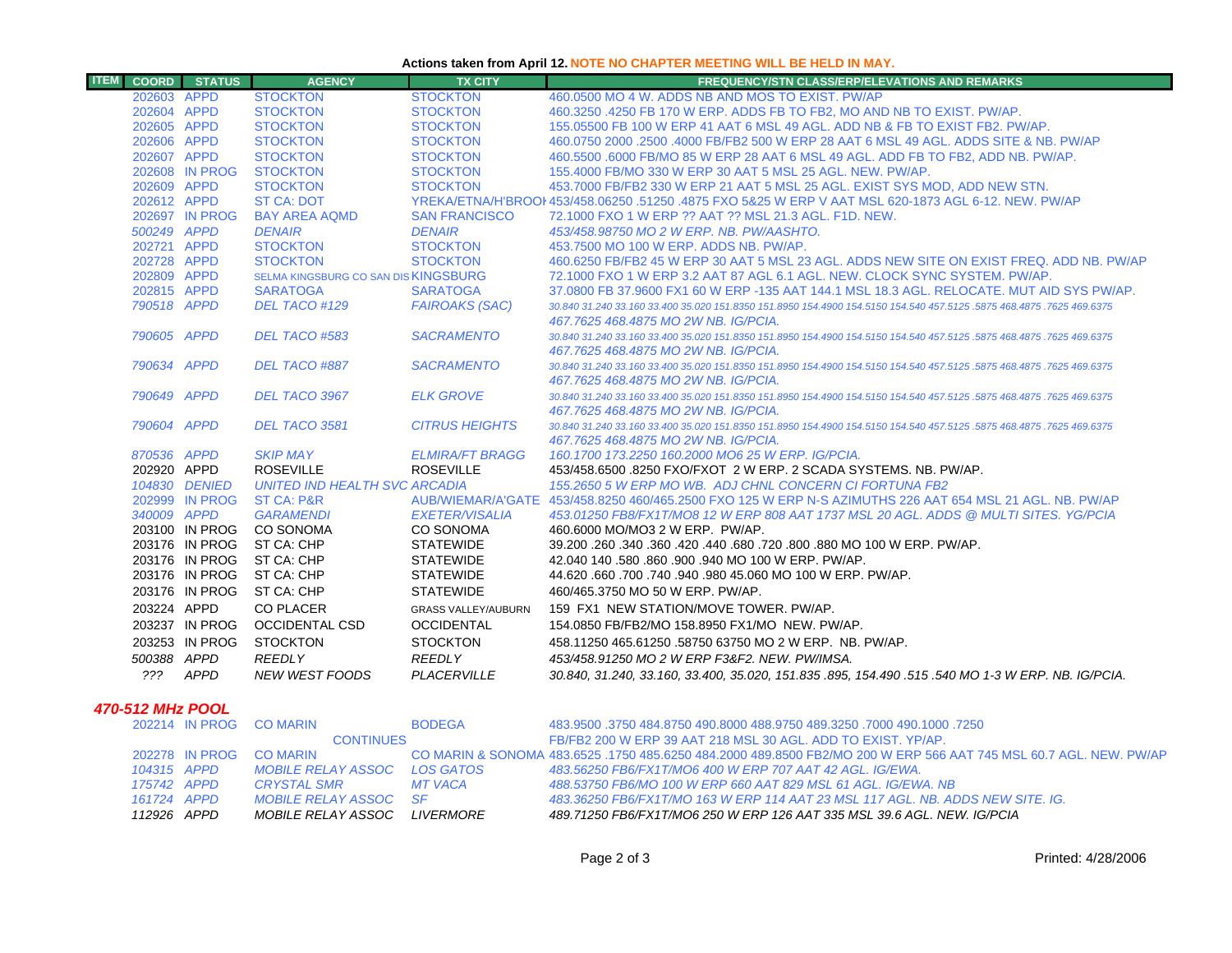**Actions taken from April 12. NOTE NO CHAPTER MEETING WILL BE HELD IN MAY.**

| ITEM | COORD | STATUS | AGENCY | TX CITY | FREQUENCY/STN CLASS/ERP/ELEVATIONS AND REMARKS |
|---|---|---|---|---|---|
| | 202603 | APPD | STOCKTON | STOCKTON | 460.0500 MO 4 W. ADDS NB AND MOS TO EXIST. PW/AP |
| | 202604 | APPD | STOCKTON | STOCKTON | 460.3250 .4250 FB 170 W ERP. ADDS FB TO FB2, MO AND NB TO EXIST. PW/AP. |
| | 202605 | APPD | STOCKTON | STOCKTON | 155.05500 FB 100 W ERP 41 AAT 6 MSL 49 AGL. ADD NB & FB TO EXIST FB2. PW/AP. |
| | 202606 | APPD | STOCKTON | STOCKTON | 460.0750 2000 .2500 .4000 FB/FB2 500 W ERP 28 AAT 6 MSL 49 AGL. ADDS SITE & NB. PW/AP |
| | 202607 | APPD | STOCKTON | STOCKTON | 460.5500 .6000 FB/MO 85 W ERP 28 AAT 6 MSL 49 AGL. ADD FB TO FB2, ADD NB. PW/AP. |
| | 202608 | IN PROG | STOCKTON | STOCKTON | 155.4000 FB/MO 330 W ERP 30 AAT 5 MSL 25 AGL. NEW. PW/AP. |
| | 202609 | APPD | STOCKTON | STOCKTON | 453.7000 FB/FB2 330 W ERP 21 AAT 5 MSL 25 AGL. EXIST SYS MOD, ADD NEW STN. |
| | 202612 | APPD | ST CA: DOT | YREKA/ETNA/H'BROOK | 453/458.06250 .51250 .4875 FXO 5&25 W ERP V AAT MSL 620-1873 AGL 6-12. NEW. PW/AP |
| | 202697 | IN PROG | BAY AREA AQMD | SAN FRANCISCO | 72.1000 FXO 1 W ERP ?? AAT ?? MSL 21.3 AGL. F1D. NEW. |
| | *500249* | *APPD* | *DENAIR* | *DENAIR* | *453/458.98750 MO 2 W ERP. NB. PW/AASHTO.* |
| | 202721 | APPD | STOCKTON | STOCKTON | 453.7500 MO 100 W ERP. ADDS NB. PW/AP. |
| | 202728 | APPD | STOCKTON | STOCKTON | 460.6250 FB/FB2 45 W ERP 30 AAT 5 MSL 23 AGL. ADDS NEW SITE ON EXIST FREQ. ADD NB. PW/AP |
| | 202809 | APPD | SELMA KINGSBURG CO SAN DIS | KINGSBURG | 72.1000 FXO 1 W ERP 3.2 AAT 87 AGL 6.1 AGL. NEW. CLOCK SYNC SYSTEM. PW/AP. |
| | 202815 | APPD | SARATOGA | SARATOGA | 37.0800 FB 37.9600 FX1 60 W ERP -135 AAT 144.1 MSL 18.3 AGL. RELOCATE. MUT AID SYS PW/AP. |
| | *790518* | *APPD* | *DEL TACO #129* | *FAIROAKS (SAC)* | *30.840 31.240 33.160 33.400 35.020 151.8350 151.8950 154.4900 154.5150 154.540 457.5125 .5875 468.4875 .7625 469.6375 467.7625 468.4875 MO 2W NB. IG/PCIA.* |
| | *790605* | *APPD* | *DEL TACO #583* | *SACRAMENTO* | *30.840 31.240 33.160 33.400 35.020 151.8350 151.8950 154.4900 154.5150 154.540 457.5125 .5875 468.4875 .7625 469.6375 467.7625 468.4875 MO 2W NB. IG/PCIA.* |
| | *790634* | *APPD* | *DEL TACO #887* | *SACRAMENTO* | *30.840 31.240 33.160 33.400 35.020 151.8350 151.8950 154.4900 154.5150 154.540 457.5125 .5875 468.4875 .7625 469.6375 467.7625 468.4875 MO 2W NB. IG/PCIA.* |
| | *790649* | *APPD* | *DEL TACO 3967* | *ELK GROVE* | *30.840 31.240 33.160 33.400 35.020 151.8350 151.8950 154.4900 154.5150 154.540 457.5125 .5875 468.4875 .7625 469.6375 467.7625 468.4875 MO 2W NB. IG/PCIA.* |
| | *790604* | *APPD* | *DEL TACO 3581* | *CITRUS HEIGHTS* | *30.840 31.240 33.160 33.400 35.020 151.8350 151.8950 154.4900 154.5150 154.540 457.5125 .5875 468.4875 .7625 469.6375 467.7625 468.4875 MO 2W NB. IG/PCIA.* |
| | *870536* | *APPD* | *SKIP MAY* | *ELMIRA/FT BRAGG* | *160.1700 173.2250 160.2000 MO6 25 W ERP. IG/PCIA.* |
| | 202920 | APPD | ROSEVILLE | ROSEVILLE | 453/458.6500 .8250 FXO/FXOT 2 W ERP. 2 SCADA SYSTEMS. NB. PW/AP. |
| | *104830* | *DENIED* | *UNITED IND HEALTH SVC* | *ARCADIA* | *155.2650 5 W ERP MO WB. ADJ CHNL CONCERN CI FORTUNA FB2* |
| | 202999 | IN PROG | ST CA: P&R | AUB/WIEMAR/A'GATE | 453/458.8250 460/465.2500 FXO 125 W ERP N-S AZIMUTHS 226 AAT 654 MSL 21 AGL. NB. PW/AP |
| | *340009* | *APPD* | *GARAMENDI* | *EXETER/VISALIA* | *453.01250 FB8/FX1T/MO8 12 W ERP 808 AAT 1737 MSL 20 AGL. ADDS @ MULTI SITES. YG/PCIA* |
| | 203100 | IN PROG | CO SONOMA | CO SONOMA | 460.6000 MO/MO3 2 W ERP. PW/AP. |
| | 203176 | IN PROG | ST CA: CHP | STATEWIDE | 39.200 .260 .340 .360 .420 .440 .680 .720 .800 .880 MO 100 W ERP. PW/AP. |
| | 203176 | IN PROG | ST CA: CHP | STATEWIDE | 42.040 140 .580 .860 .900 .940 MO 100 W ERP. PW/AP. |
| | 203176 | IN PROG | ST CA: CHP | STATEWIDE | 44.620 .660 .700 .740 .940 .980 45.060 MO 100 W ERP. PW/AP. |
| | 203176 | IN PROG | ST CA: CHP | STATEWIDE | 460/465.3750 MO 50 W ERP. PW/AP. |
| | 203224 | APPD | CO PLACER | GRASS VALLEY/AUBURN | 159 FX1 NEW STATION/MOVE TOWER. PW/AP. |
| | 203237 | IN PROG | OCCIDENTAL CSD | OCCIDENTAL | 154.0850 FB/FB2/MO 158.8950 FX1/MO NEW. PW/AP. |
| | 203253 | IN PROG | STOCKTON | STOCKTON | 458.11250 465.61250 .58750 63750 MO 2 W ERP. NB. PW/AP. |
| | *500388* | *APPD* | *REEDLY* | *REEDLY* | *453/458.91250 MO 2 W ERP F3&F2. NEW. PW/IMSA.* |
| | *???* | *APPD* | *NEW WEST FOODS* | *PLACERVILLE* | *30.840, 31.240, 33.160, 33.400, 35.020, 151.835 .895, 154.490 .515 .540 MO 1-3 W ERP. NB. IG/PCIA.* |

## 470-512 MHz POOL

| ITEM | COORD | STATUS | AGENCY | TX CITY | FREQUENCY/STN CLASS/ERP/ELEVATIONS AND REMARKS |
|---|---|---|---|---|---|
| | 202214 | IN PROG | CO MARIN | BODEGA | 483.9500 .3750 484.8750 490.8000 488.9750 489.3250 .7000 490.1000 .7250 |
| | | | CONTINUES | | FB/FB2 200 W ERP 39 AAT 218 MSL 30 AGL. ADD TO EXIST. YP/AP. |
| | 202278 | IN PROG | CO MARIN | CO MARIN & SONOMA | 483.6525 .1750 485.6250 484.2000 489.8500 FB2/MO 200 W ERP 566 AAT 745 MSL 60.7 AGL. NEW. PW/AP |
| | *104315* | *APPD* | *MOBILE RELAY ASSOC* | *LOS GATOS* | *483.56250 FB6/FX1T/MO6 400 W ERP 707 AAT 42 AGL. IG/EWA.* |
| | *175742* | *APPD* | *CRYSTAL SMR* | *MT VACA* | *488.53750 FB6/MO 100 W ERP 660 AAT 829 MSL 61 AGL. IG/EWA. NB* |
| | *161724* | *APPD* | *MOBILE RELAY ASSOC* | *SF* | *483.36250 FB6/FX1T/MO 163 W ERP 114 AAT 23 MSL 117 AGL. NB. ADDS NEW SITE. IG.* |
| | *112926* | *APPD* | *MOBILE RELAY ASSOC* | *LIVERMORE* | *489.71250 FB6/FX1T/MO6 250 W ERP 126 AAT 335 MSL 39.6 AGL. NEW. IG/PCIA* |

Printed: 4/28/2006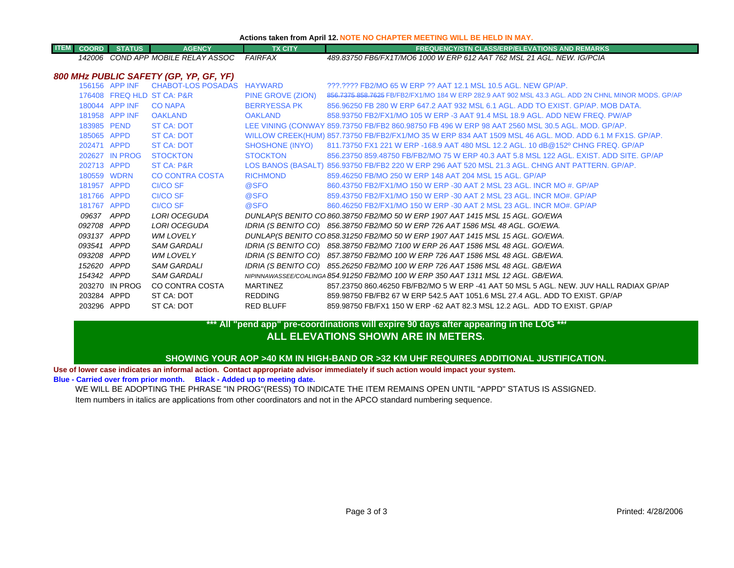**Actions taken from April 12. NOTE NO CHAPTER MEETING WILL BE HELD IN MAY.**

| ITEM | COORD | STATUS | AGENCY | TX CITY | FREQUENCY/STN CLASS/ERP/ELEVATIONS AND REMARKS |
|---|---|---|---|---|---|
| | *142006* | *COND APP* | *MOBILE RELAY ASSOC* | *FAIRFAX* | *489.83750 FB6/FX1T/MO6 1000 W ERP 612 AAT 762 MSL 21 AGL. NEW. IG/PCIA* |

### *800 MHz PUBLIC SAFETY (GP, YP, GF, YF)*

| ITEM | COORD | STATUS | AGENCY | TX CITY | FREQUENCY/STN CLASS/ERP/ELEVATIONS AND REMARKS |
|---|---|---|---|---|---|
| | 156156 | APP INF | CHABOT-LOS POSADAS | HAYWARD | ???.???? FB2/MO 65 W ERP ?? AAT 12.1 MSL 10.5 AGL. NEW GP/AP. |
| | 176408 | FREQ HLD | ST CA: P&R | PINE GROVE (ZION) | ~~856.7375 858.7625~~ FB/FB2/FX1/MO 184 W ERP 282.9 AAT 902 MSL 43.3 AGL. ADD 2N CHNL MINOR MODS. GP/AP |
| | 180044 | APP INF | CO NAPA | BERRYESSA PK | 856.96250 FB 280 W ERP 647.2 AAT 932 MSL 6.1 AGL. ADD TO EXIST. GP/AP. MOB DATA. |
| | 181958 | APP INF | OAKLAND | OAKLAND | 858.93750 FB2/FX1/MO 105 W ERP -3 AAT 91.4 MSL 18.9 AGL. ADD NEW FREQ. PW/AP |
| | 183985 | PEND | ST CA: DOT | LEE VINING (CONWAY | 859.73750 FB/FB2 860.98750 FB 496 W ERP 98 AAT 2560 MSL 30.5 AGL. MOD. GP/AP. |
| | 185065 | APPD | ST CA: DOT | WILLOW CREEK(HUM) | 857.73750 FB/FB2/FX1/MO 35 W ERP 834 AAT 1509 MSL 46 AGL. MOD. ADD 6.1 M FX1S. GP/AP. |
| | 202471 | APPD | ST CA: DOT | SHOSHONE (INYO) | 811.73750 FX1 221 W ERP -168.9 AAT 480 MSL 12.2 AGL. 10 dB@152º CHNG FREQ. GP/AP |
| | 202627 | IN PROG | STOCKTON | STOCKTON | 856.23750 859.48750 FB/FB2/MO 75 W ERP 40.3 AAT 5.8 MSL 122 AGL. EXIST. ADD SITE. GP/AP |
| | 202713 | APPD | ST CA: P&R | LOS BANOS (BASALT) | 856.93750 FB/FB2 220 W ERP 296 AAT 520 MSL 21.3 AGL. CHNG ANT PATTERN. GP/AP. |
| | 180559 | WDRN | CO CONTRA COSTA | RICHMOND | 859.46250 FB/MO 250 W ERP 148 AAT 204 MSL 15 AGL. GP/AP |
| | 181957 | APPD | CI/CO SF | @SFO | 860.43750 FB2/FX1/MO 150 W ERP -30 AAT 2 MSL 23 AGL. INCR MO #. GP/AP |
| | 181766 | APPD | CI/CO SF | @SFO | 859.43750 FB2/FX1/MO 150 W ERP -30 AAT 2 MSL 23 AGL. INCR MO#. GP/AP |
| | 181767 | APPD | CI/CO SF | @SFO | 860.46250 FB2/FX1/MO 150 W ERP -30 AAT 2 MSL 23 AGL. INCR MO#. GP/AP |
| | *09637* | *APPD* | *LORI OCEGUDA* | *DUNLAP(S BENITO CO* | *860.38750 FB2/MO 50 W ERP 1907 AAT 1415 MSL 15 AGL. GO/EWA* |
| | *092708* | *APPD* | *LORI OCEGUDA* | *IDRIA (S BENITO CO)* | *856.38750 FB2/MO 50 W ERP 726 AAT 1586 MSL 48 AGL. GO/EWA.* |
| | *093137* | *APPD* | *WM LOVELY* | *DUNLAP(S BENITO CO* | *858.31250 FB2/MO 50 W ERP 1907 AAT 1415 MSL 15 AGL. GO/EWA.* |
| | *093541* | *APPD* | *SAM GARDALI* | *IDRIA (S BENITO CO)* | *858.38750 FB2/MO 7100 W ERP 26 AAT 1586 MSL 48 AGL. GO/EWA.* |
| | *093208* | *APPD* | *WM LOVELY* | *IDRIA (S BENITO CO)* | *857.38750 FB2/MO 100 W ERP 726 AAT 1586 MSL 48 AGL. GB/EWA.* |
| | *152620* | *APPD* | *SAM GARDALI* | *IDRIA (S BENITO CO)* | *855.26250 FB2/MO 100 W ERP 726 AAT 1586 MSL 48 AGL. GB/EWA* |
| | *154342* | *APPD* | *SAM GARDALI* | *NIPINNAWASSEE/COALINGA* | *854.91250 FB2/MO 100 W ERP 350 AAT 1311 MSL 12 AGL. GB/EWA.* |
| | 203270 | IN PROG | CO CONTRA COSTA | MARTINEZ | 857.23750 860.46250 FB/FB2/MO 5 W ERP -41 AAT 50 MSL 5 AGL. NEW. JUV HALL RADIAX GP/AP |
| | 203284 | APPD | ST CA: DOT | REDDING | 859.98750 FB/FB2 67 W ERP 542.5 AAT 1051.6 MSL 27.4 AGL. ADD TO EXIST. GP/AP |
| | 203296 | APPD | ST CA: DOT | RED BLUFF | 859.98750 FB/FX1 150 W ERP -62 AAT 82.3 MSL 12.2 AGL. ADD TO EXIST. GP/AP |

**\*\*\* All "pend app" pre-coordinations will expire 90 days after appearing in the LOG \*\*\***

**ALL ELEVATIONS SHOWN ARE IN METERS.**

**SHOWING YOUR AOP >40 KM IN HIGH-BAND OR >32 KM UHF REQUIRES ADDITIONAL JUSTIFICATION.**

**Use of lower case indicates an informal action. Contact appropriate advisor immediately if such action would impact your system.**

**Blue - Carried over from prior month. Black - Added up to meeting date.**

WE WILL BE ADOPTING THE PHRASE "IN PROG"(RESS) TO INDICATE THE ITEM REMAINS OPEN UNTIL "APPD" STATUS IS ASSIGNED.

Item numbers in italics are applications from other coordinators and not in the APCO standard numbering sequence.

Printed: 4/28/2006